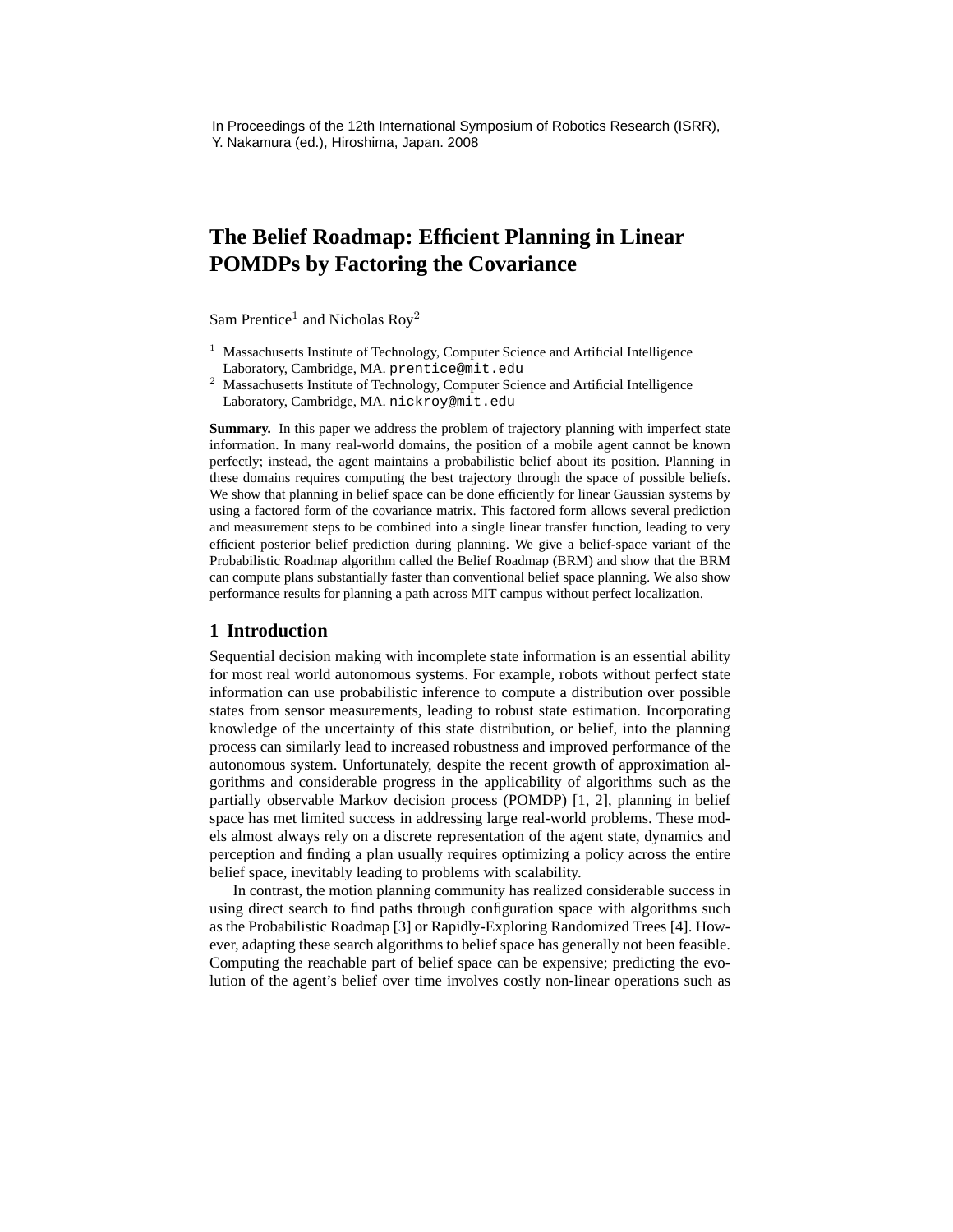In Proceedings of the 12th International Symposium of Robotics Research (ISRR), Y. Nakamura (ed.), Hiroshima, Japan. 2008

# The Belief Roadmap: Efficient Planning in Linear POMDPs by Factoring the Covariance

Sam Prentice[1] and Nicholas Roy[2]

[1] Massachusetts Institute of Technology, Computer Science and Artificial Intelligence Laboratory, Cambridge, MA. prentice@mit.edu

[2] Massachusetts Institute of Technology, Computer Science and Artificial Intelligence Laboratory, Cambridge, MA. nickroy@mit.edu

**Summary.** In this paper we address the problem of trajectory planning with imperfect state information. In many real-world domains, the position of a mobile agent cannot be known perfectly; instead, the agent maintains a probabilistic belief about its position. Planning in these domains requires computing the best trajectory through the space of possible beliefs. We show that planning in belief space can be done efficiently for linear Gaussian systems by using a factored form of the covariance matrix. This factored form allows several prediction and measurement steps to be combined into a single linear transfer function, leading to very efficient posterior belief prediction during planning. We give a belief-space variant of the Probabilistic Roadmap algorithm called the Belief Roadmap (BRM) and show that the BRM can compute plans substantially faster than conventional belief space planning. We also show performance results for planning a path across MIT campus without perfect localization.

## 1 Introduction

Sequential decision making with incomplete state information is an essential ability for most real world autonomous systems. For example, robots without perfect state information can use probabilistic inference to compute a distribution over possible states from sensor measurements, leading to robust state estimation. Incorporating knowledge of the uncertainty of this state distribution, or belief, into the planning process can similarly lead to increased robustness and improved performance of the autonomous system. Unfortunately, despite the recent growth of approximation algorithms and considerable progress in the applicability of algorithms such as the partially observable Markov decision process (POMDP) [1, 2], planning in belief space has met limited success in addressing large real-world problems. These models almost always rely on a discrete representation of the agent state, dynamics and perception and finding a plan usually requires optimizing a policy across the entire belief space, inevitably leading to problems with scalability.

In contrast, the motion planning community has realized considerable success in using direct search to find paths through configuration space with algorithms such as the Probabilistic Roadmap [3] or Rapidly-Exploring Randomized Trees [4]. However, adapting these search algorithms to belief space has generally not been feasible. Computing the reachable part of belief space can be expensive; predicting the evolution of the agent's belief over time involves costly non-linear operations such as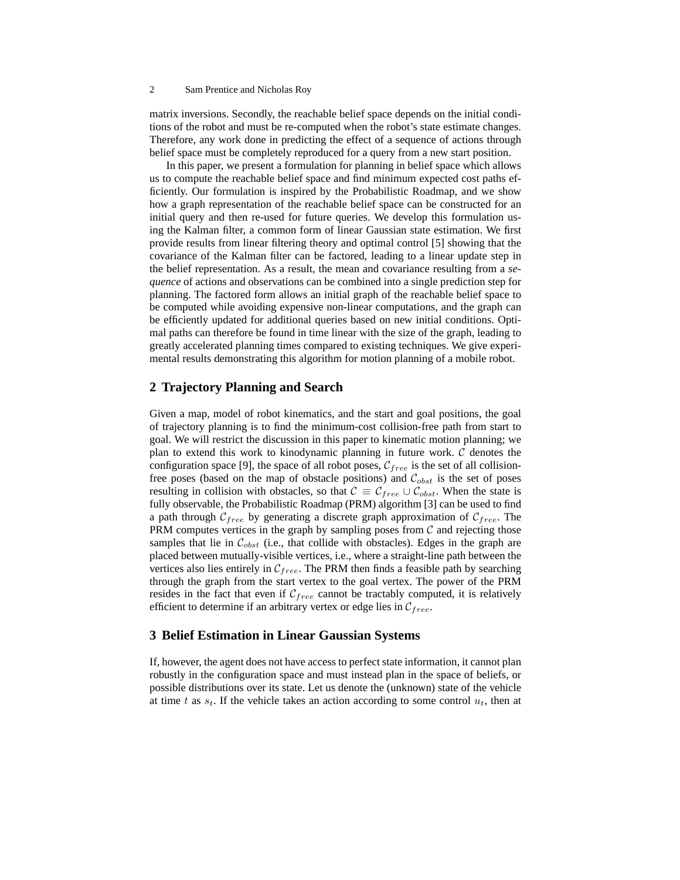matrix inversions. Secondly, the reachable belief space depends on the initial conditions of the robot and must be re-computed when the robot's state estimate changes. Therefore, any work done in predicting the effect of a sequence of actions through belief space must be completely reproduced for a query from a new start position.

In this paper, we present a formulation for planning in belief space which allows us to compute the reachable belief space and find minimum expected cost paths efficiently. Our formulation is inspired by the Probabilistic Roadmap, and we show how a graph representation of the reachable belief space can be constructed for an initial query and then re-used for future queries. We develop this formulation using the Kalman filter, a common form of linear Gaussian state estimation. We first provide results from linear filtering theory and optimal control [5] showing that the covariance of the Kalman filter can be factored, leading to a linear update step in the belief representation. As a result, the mean and covariance resulting from a *sequence* of actions and observations can be combined into a single prediction step for planning. The factored form allows an initial graph of the reachable belief space to be computed while avoiding expensive non-linear computations, and the graph can be efficiently updated for additional queries based on new initial conditions. Optimal paths can therefore be found in time linear with the size of the graph, leading to greatly accelerated planning times compared to existing techniques. We give experimental results demonstrating this algorithm for motion planning of a mobile robot.

## 2 Trajectory Planning and Search

Given a map, model of robot kinematics, and the start and goal positions, the goal of trajectory planning is to find the minimum-cost collision-free path from start to goal. We will restrict the discussion in this paper to kinematic motion planning; we plan to extend this work to kinodynamic planning in future work. $\mathcal{C}$ denotes the configuration space [9], the space of all robot poses, $\mathcal{C}_{free}$ is the set of all collision-free poses (based on the map of obstacle positions) and $\mathcal{C}_{obst}$ is the set of poses resulting in collision with obstacles, so that $\mathcal{C} \equiv \mathcal{C}_{free} \cup \mathcal{C}_{obst}$. When the state is fully observable, the Probabilistic Roadmap (PRM) algorithm [3] can be used to find a path through $\mathcal{C}_{free}$ by generating a discrete graph approximation of $\mathcal{C}_{free}$. The PRM computes vertices in the graph by sampling poses from $\mathcal{C}$ and rejecting those samples that lie in $\mathcal{C}_{obst}$ (i.e., that collide with obstacles). Edges in the graph are placed between mutually-visible vertices, i.e., where a straight-line path between the vertices also lies entirely in $\mathcal{C}_{free}$. The PRM then finds a feasible path by searching through the graph from the start vertex to the goal vertex. The power of the PRM resides in the fact that even if $\mathcal{C}_{free}$ cannot be tractably computed, it is relatively efficient to determine if an arbitrary vertex or edge lies in $\mathcal{C}_{free}$.

## 3 Belief Estimation in Linear Gaussian Systems

If, however, the agent does not have access to perfect state information, it cannot plan robustly in the configuration space and must instead plan in the space of beliefs, or possible distributions over its state. Let us denote the (unknown) state of the vehicle at time $t$ as $s_t$. If the vehicle takes an action according to some control $u_t$, then at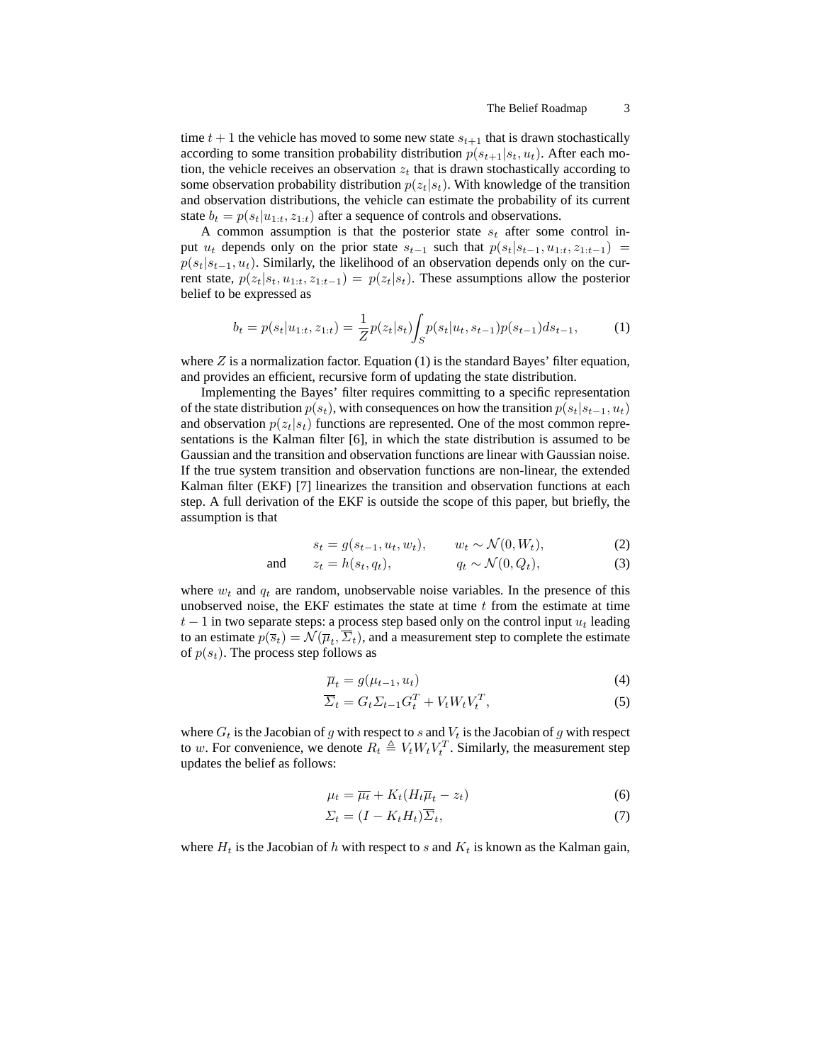time $t+1$ the vehicle has moved to some new state $s_{t+1}$ that is drawn stochastically according to some transition probability distribution $p(s_{t+1}|s_t, u_t)$. After each motion, the vehicle receives an observation $z_t$ that is drawn stochastically according to some observation probability distribution $p(z_t|s_t)$. With knowledge of the transition and observation distributions, the vehicle can estimate the probability of its current state $b_t = p(s_t|u_{1:t}, z_{1:t})$ after a sequence of controls and observations.

A common assumption is that the posterior state $s_t$ after some control input $u_t$ depends only on the prior state $s_{t-1}$ such that $p(s_t|s_{t-1}, u_{1:t}, z_{1:t-1}) = p(s_t|s_{t-1}, u_t)$. Similarly, the likelihood of an observation depends only on the current state, $p(z_t|s_t, u_{1:t}, z_{1:t-1}) = p(z_t|s_t)$. These assumptions allow the posterior belief to be expressed as

$$b_t = p(s_t|u_{1:t}, z_{1:t}) = \frac{1}{Z} p(z_t|s_t) \int_S p(s_t|u_t, s_{t-1}) p(s_{t-1}) ds_{t-1}, \tag{1}$$

where $Z$ is a normalization factor. Equation (1) is the standard Bayes' filter equation, and provides an efficient, recursive form of updating the state distribution.

Implementing the Bayes' filter requires committing to a specific representation of the state distribution $p(s_t)$, with consequences on how the transition $p(s_t|s_{t-1}, u_t)$ and observation $p(z_t|s_t)$ functions are represented. One of the most common representations is the Kalman filter [6], in which the state distribution is assumed to be Gaussian and the transition and observation functions are linear with Gaussian noise. If the true system transition and observation functions are non-linear, the extended Kalman filter (EKF) [7] linearizes the transition and observation functions at each step. A full derivation of the EKF is outside the scope of this paper, but briefly, the assumption is that

$$s_t = g(s_{t-1}, u_t, w_t), \qquad w_t \sim \mathcal{N}(0, W_t), \tag{2}$$

$$\text{and} \qquad z_t = h(s_t, q_t), \qquad q_t \sim \mathcal{N}(0, Q_t), \tag{3}$$

where $w_t$ and $q_t$ are random, unobservable noise variables. In the presence of this unobserved noise, the EKF estimates the state at time $t$ from the estimate at time $t-1$ in two separate steps: a process step based only on the control input $u_t$ leading to an estimate $p(\overline{s}_t) = \mathcal{N}(\overline{\mu}_t, \overline{\Sigma}_t)$, and a measurement step to complete the estimate of $p(s_t)$. The process step follows as

$$\overline{\mu}_t = g(\mu_{t-1}, u_t) \tag{4}$$

$$\overline{\Sigma}_t = G_t \Sigma_{t-1} G_t^T + V_t W_t V_t^T, \tag{5}$$

where $G_t$ is the Jacobian of $g$ with respect to $s$ and $V_t$ is the Jacobian of $g$ with respect to $w$. For convenience, we denote $R_t \triangleq V_t W_t V_t^T$. Similarly, the measurement step updates the belief as follows:

$$\mu_t = \overline{\mu_t} + K_t (H_t \overline{\mu}_t - z_t) \tag{6}$$

$$\Sigma_t = (I - K_t H_t) \overline{\Sigma}_t, \tag{7}$$

where $H_t$ is the Jacobian of $h$ with respect to $s$ and $K_t$ is known as the Kalman gain,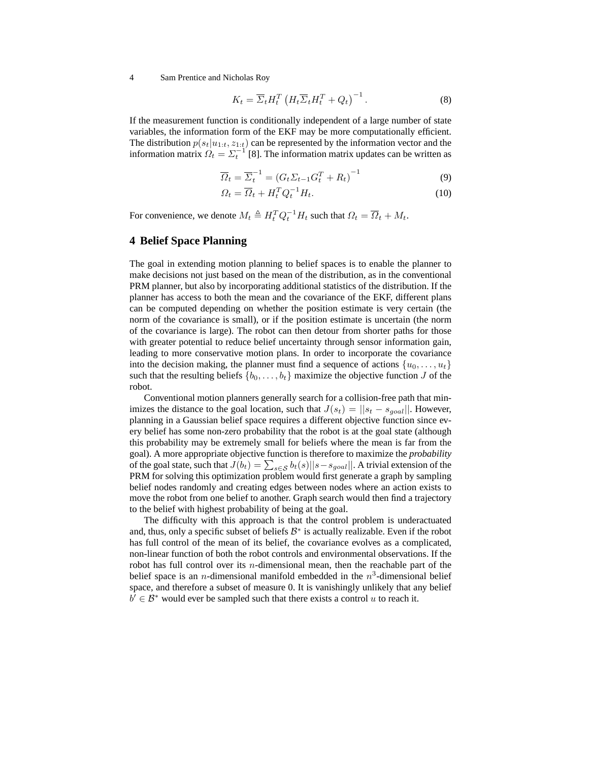$$K_t = \overline{\Sigma}_t H_t^T \left( H_t \overline{\Sigma}_t H_t^T + Q_t \right)^{-1}. \tag{8}$$

If the measurement function is conditionally independent of a large number of state variables, the information form of the EKF may be more computationally efficient. The distribution $p(s_t|u_{1:t}, z_{1:t})$ can be represented by the information vector and the information matrix $\Omega_t = \Sigma_t^{-1}$ [8]. The information matrix updates can be written as

$$\overline{\Omega}_t = \overline{\Sigma}_t^{-1} = \left( G_t \Sigma_{t-1} G_t^T + R_t \right)^{-1} \tag{9}$$

$$\Omega_t = \overline{\Omega}_t + H_t^T Q_t^{-1} H_t. \tag{10}$$

For convenience, we denote $M_t \triangleq H_t^T Q_t^{-1} H_t$ such that $\Omega_t = \overline{\Omega}_t + M_t$.

# 4 Belief Space Planning

The goal in extending motion planning to belief spaces is to enable the planner to make decisions not just based on the mean of the distribution, as in the conventional PRM planner, but also by incorporating additional statistics of the distribution. If the planner has access to both the mean and the covariance of the EKF, different plans can be computed depending on whether the position estimate is very certain (the norm of the covariance is small), or if the position estimate is uncertain (the norm of the covariance is large). The robot can then detour from shorter paths for those with greater potential to reduce belief uncertainty through sensor information gain, leading to more conservative motion plans. In order to incorporate the covariance into the decision making, the planner must find a sequence of actions $\{u_0, \ldots, u_t\}$ such that the resulting beliefs $\{b_0, \ldots, b_t\}$ maximize the objective function $J$ of the robot.

Conventional motion planners generally search for a collision-free path that minimizes the distance to the goal location, such that $J(s_t) = ||s_t - s_{goal}||$. However, planning in a Gaussian belief space requires a different objective function since every belief has some non-zero probability that the robot is at the goal state (although this probability may be extremely small for beliefs where the mean is far from the goal). A more appropriate objective function is therefore to maximize the *probability* of the goal state, such that $J(b_t) = \sum_{s \in \mathcal{S}} b_t(s) ||s - s_{goal}||$. A trivial extension of the PRM for solving this optimization problem would first generate a graph by sampling belief nodes randomly and creating edges between nodes where an action exists to move the robot from one belief to another. Graph search would then find a trajectory to the belief with highest probability of being at the goal.

The difficulty with this approach is that the control problem is underactuated and, thus, only a specific subset of beliefs $\mathcal{B}^*$ is actually realizable. Even if the robot has full control of the mean of its belief, the covariance evolves as a complicated, non-linear function of both the robot controls and environmental observations. If the robot has full control over its $n$-dimensional mean, then the reachable part of the belief space is an $n$-dimensional manifold embedded in the $n^3$-dimensional belief space, and therefore a subset of measure 0. It is vanishingly unlikely that any belief $b' \in \mathcal{B}^*$ would ever be sampled such that there exists a control $u$ to reach it.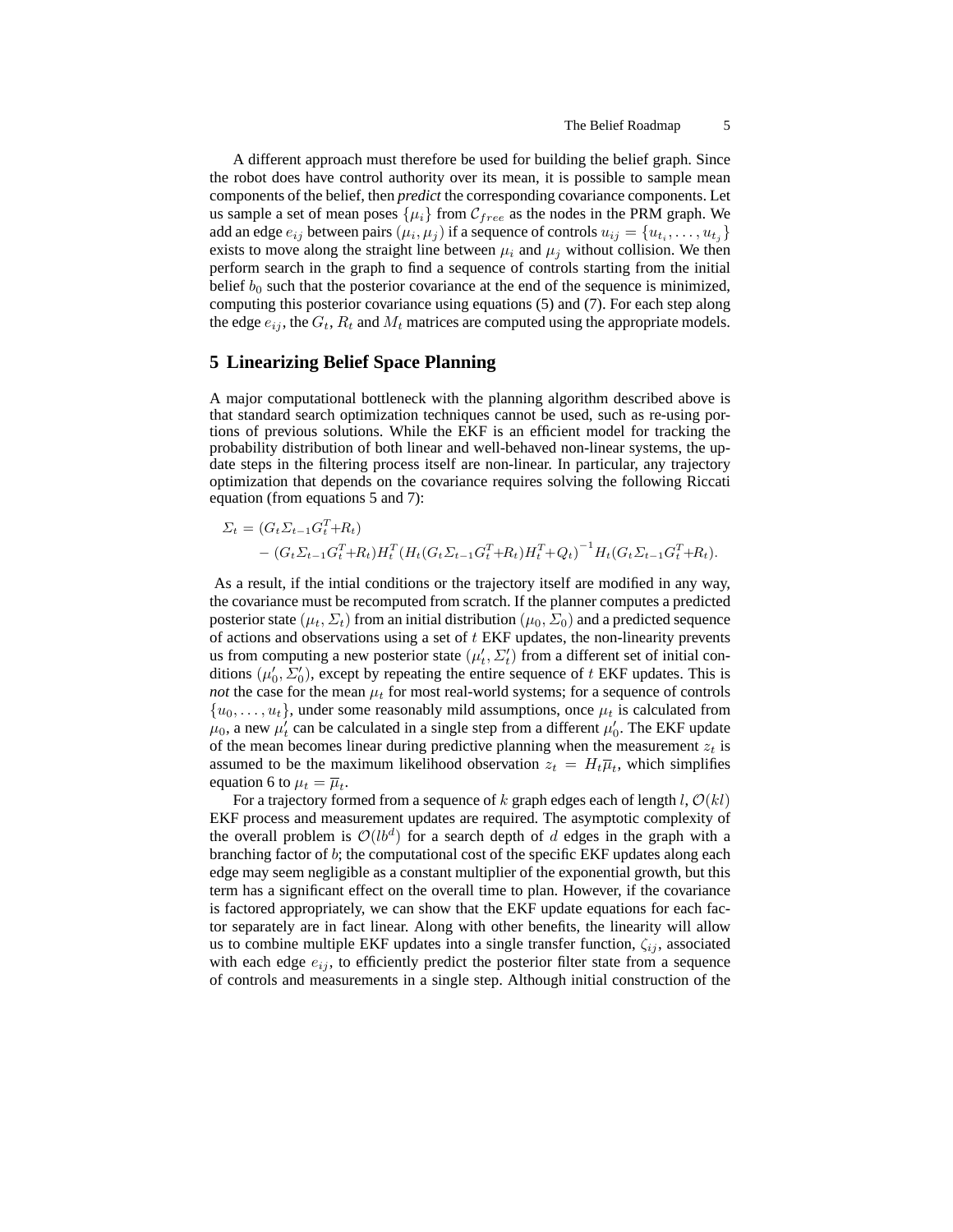A different approach must therefore be used for building the belief graph. Since the robot does have control authority over its mean, it is possible to sample mean components of the belief, then *predict* the corresponding covariance components. Let us sample a set of mean poses $\{\mu_i\}$ from $\mathcal{C}_{free}$ as the nodes in the PRM graph. We add an edge $e_{ij}$ between pairs $(\mu_i, \mu_j)$ if a sequence of controls $u_{ij} = \{u_{t_i}, \ldots, u_{t_j}\}$ exists to move along the straight line between $\mu_i$ and $\mu_j$ without collision. We then perform search in the graph to find a sequence of controls starting from the initial belief $b_0$ such that the posterior covariance at the end of the sequence is minimized, computing this posterior covariance using equations (5) and (7). For each step along the edge $e_{ij}$, the $G_t$, $R_t$ and $M_t$ matrices are computed using the appropriate models.

## 5 Linearizing Belief Space Planning

A major computational bottleneck with the planning algorithm described above is that standard search optimization techniques cannot be used, such as re-using portions of previous solutions. While the EKF is an efficient model for tracking the probability distribution of both linear and well-behaved non-linear systems, the update steps in the filtering process itself are non-linear. In particular, any trajectory optimization that depends on the covariance requires solving the following Riccati equation (from equations 5 and 7):

$$\begin{aligned}
\Sigma_t &= (G_t \Sigma_{t-1} G_t^T + R_t) \\
&\quad - (G_t \Sigma_{t-1} G_t^T + R_t) H_t^T \left( H_t (G_t \Sigma_{t-1} G_t^T + R_t) H_t^T + Q_t \right)^{-1} H_t (G_t \Sigma_{t-1} G_t^T + R_t).
\end{aligned}$$

As a result, if the intial conditions or the trajectory itself are modified in any way, the covariance must be recomputed from scratch. If the planner computes a predicted posterior state $(\mu_t, \Sigma_t)$ from an initial distribution $(\mu_0, \Sigma_0)$ and a predicted sequence of actions and observations using a set of $t$ EKF updates, the non-linearity prevents us from computing a new posterior state $(\mu_t', \Sigma_t')$ from a different set of initial conditions $(\mu_0', \Sigma_0')$, except by repeating the entire sequence of $t$ EKF updates. This is *not* the case for the mean $\mu_t$ for most real-world systems; for a sequence of controls $\{u_0, \ldots, u_t\}$, under some reasonably mild assumptions, once $\mu_t$ is calculated from $\mu_0$, a new $\mu_t'$ can be calculated in a single step from a different $\mu_0'$. The EKF update of the mean becomes linear during predictive planning when the measurement $z_t$ is assumed to be the maximum likelihood observation $z_t = H_t \overline{\mu}_t$, which simplifies equation 6 to $\mu_t = \overline{\mu}_t$.

For a trajectory formed from a sequence of $k$ graph edges each of length $l$, $\mathcal{O}(kl)$ EKF process and measurement updates are required. The asymptotic complexity of the overall problem is $\mathcal{O}(lb^d)$ for a search depth of $d$ edges in the graph with a branching factor of $b$; the computational cost of the specific EKF updates along each edge may seem negligible as a constant multiplier of the exponential growth, but this term has a significant effect on the overall time to plan. However, if the covariance is factored appropriately, we can show that the EKF update equations for each factor separately are in fact linear. Along with other benefits, the linearity will allow us to combine multiple EKF updates into a single transfer function, $\zeta_{ij}$, associated with each edge $e_{ij}$, to efficiently predict the posterior filter state from a sequence of controls and measurements in a single step. Although initial construction of the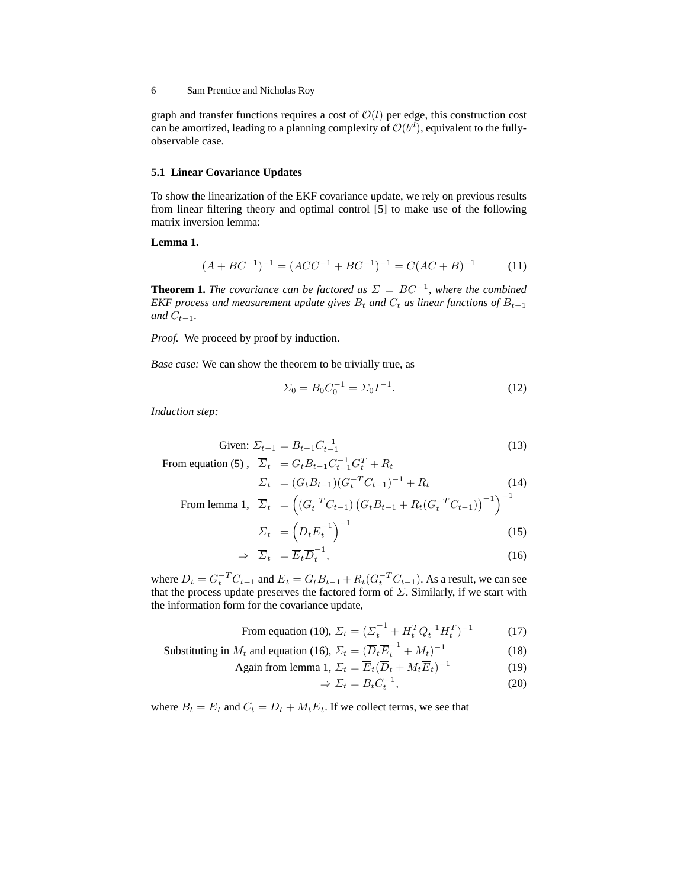graph and transfer functions requires a cost of $\mathcal{O}(l)$ per edge, this construction cost can be amortized, leading to a planning complexity of $\mathcal{O}(b^d)$, equivalent to the fully-observable case.

### 5.1 Linear Covariance Updates

To show the linearization of the EKF covariance update, we rely on previous results from linear filtering theory and optimal control [5] to make use of the following matrix inversion lemma:

**Lemma 1.**

$$(A + BC^{-1})^{-1} = (ACC^{-1} + BC^{-1})^{-1} = C(AC + B)^{-1} \tag{11}$$

**Theorem 1.** *The covariance can be factored as $\Sigma = BC^{-1}$, where the combined EKF process and measurement update gives $B_t$ and $C_t$ as linear functions of $B_{t-1}$ and $C_{t-1}$.*

*Proof.* We proceed by proof by induction.

*Base case:* We can show the theorem to be trivially true, as

$$\Sigma_0 = B_0 C_0^{-1} = \Sigma_0 I^{-1}. \tag{12}$$

*Induction step:*

$$\text{Given: } \Sigma_{t-1} = B_{t-1} C_{t-1}^{-1} \tag{13}$$

$$\text{From equation (5)}, \quad \overline{\Sigma}_t = G_t B_{t-1} C_{t-1}^{-1} G_t^T + R_t$$

$$\overline{\Sigma}_t = (G_t B_{t-1})(G_t^{-T} C_{t-1})^{-1} + R_t \tag{14}$$

$$\text{From lemma 1}, \quad \overline{\Sigma}_t = \left( (G_t^{-T} C_{t-1}) \left( G_t B_{t-1} + R_t (G_t^{-T} C_{t-1}) \right)^{-1} \right)^{-1}$$

$$\overline{\Sigma}_t = \left( \overline{D}_t \overline{E}_t^{-1} \right)^{-1} \tag{15}$$

$$\Rightarrow \quad \overline{\Sigma}_t = \overline{E}_t \overline{D}_t^{-1}, \tag{16}$$

where $\overline{D}_t = G_t^{-T} C_{t-1}$ and $\overline{E}_t = G_t B_{t-1} + R_t (G_t^{-T} C_{t-1})$. As a result, we can see that the process update preserves the factored form of $\Sigma$. Similarly, if we start with the information form for the covariance update,

$$\text{From equation (10)}, \ \Sigma_t = (\overline{\Sigma}_t^{-1} + H_t^T Q_t^{-1} H_t^T)^{-1} \tag{17}$$

$$\text{Substituting in } M_t \text{ and equation (16)}, \ \Sigma_t = (\overline{D}_t \overline{E}_t^{-1} + M_t)^{-1} \tag{18}$$

$$\text{Again from lemma 1}, \ \Sigma_t = \overline{E}_t (\overline{D}_t + M_t \overline{E}_t)^{-1} \tag{19}$$

$$\Rightarrow \Sigma_t = B_t C_t^{-1}, \tag{20}$$

where $B_t = \overline{E}_t$ and $C_t = \overline{D}_t + M_t \overline{E}_t$. If we collect terms, we see that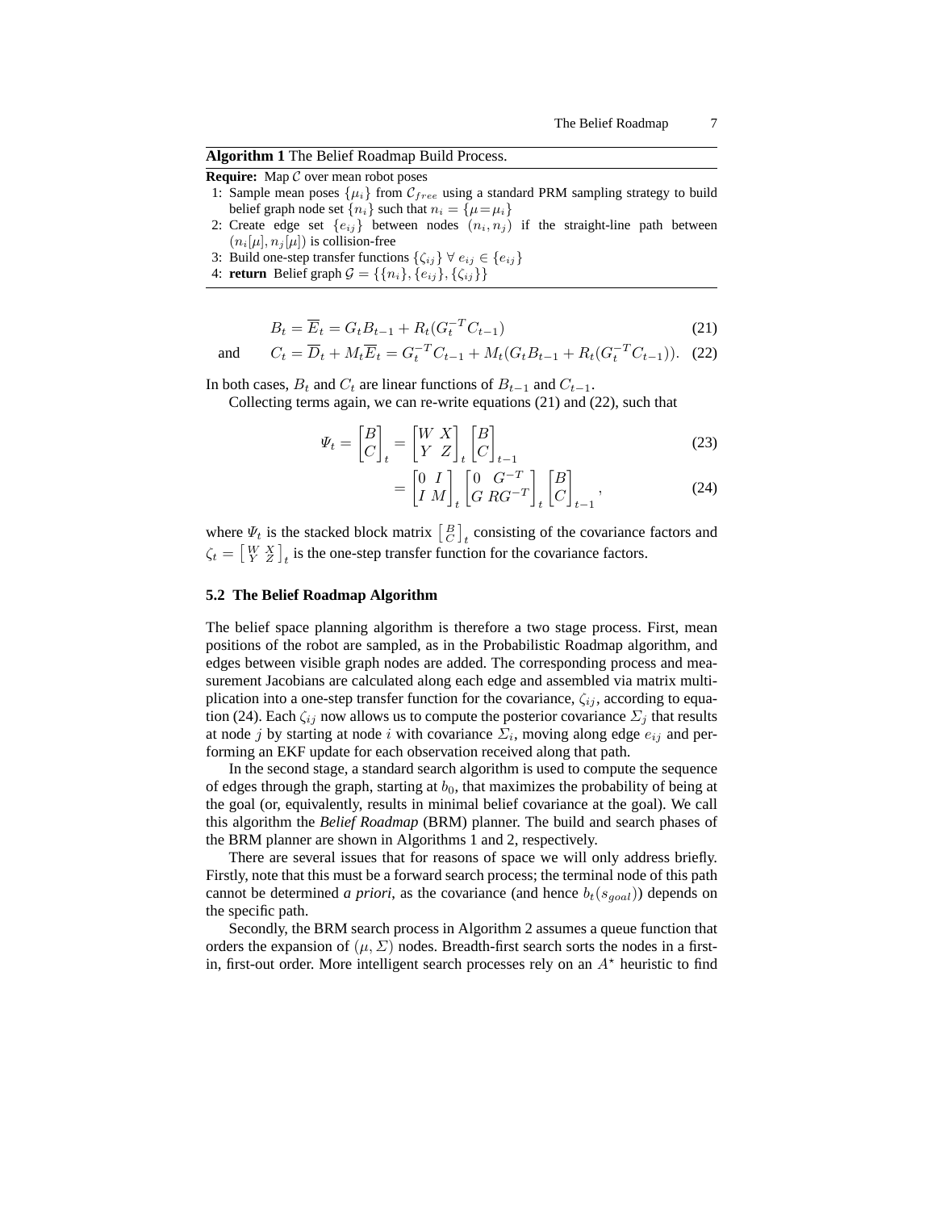**Algorithm 1** The Belief Roadmap Build Process.

**Require:** Map $\mathcal{C}$ over mean robot poses

1: Sample mean poses $\{\mu_i\}$ from $\mathcal{C}_{free}$ using a standard PRM sampling strategy to build belief graph node set $\{n_i\}$ such that $n_i = \{\mu = \mu_i\}$
2: Create edge set $\{e_{ij}\}$ between nodes $(n_i, n_j)$ if the straight-line path between $(n_i[\mu], n_j[\mu])$ is collision-free
3: Build one-step transfer functions $\{\zeta_{ij}\} \; \forall \; e_{ij} \in \{e_{ij}\}$
4: **return** Belief graph $\mathcal{G} = \{\{n_i\}, \{e_{ij}\}, \{\zeta_{ij}\}\}$

$$B_t = \overline{E}_t = G_t B_{t-1} + R_t (G_t^{-T} C_{t-1}) \tag{21}$$

and
$$C_t = \overline{D}_t + M_t \overline{E}_t = G_t^{-T} C_{t-1} + M_t (G_t B_{t-1} + R_t (G_t^{-T} C_{t-1})). \tag{22}$$

In both cases, $B_t$ and $C_t$ are linear functions of $B_{t-1}$ and $C_{t-1}$.

Collecting terms again, we can re-write equations (21) and (22), such that

$$\Psi_t = \begin{bmatrix} B \\ C \end{bmatrix}_t = \begin{bmatrix} W & X \\ Y & Z \end{bmatrix}_t \begin{bmatrix} B \\ C \end{bmatrix}_{t-1} \tag{23}$$

$$= \begin{bmatrix} 0 & I \\ I & M \end{bmatrix}_t \begin{bmatrix} 0 & G^{-T} \\ G & RG^{-T} \end{bmatrix}_t \begin{bmatrix} B \\ C \end{bmatrix}_{t-1}, \tag{24}$$

where $\Psi_t$ is the stacked block matrix $\left[ \begin{smallmatrix} B \\ C \end{smallmatrix} \right]_t$ consisting of the covariance factors and $\zeta_t = \left[ \begin{smallmatrix} W & X \\ Y & Z \end{smallmatrix} \right]_t$ is the one-step transfer function for the covariance factors.

### 5.2 The Belief Roadmap Algorithm

The belief space planning algorithm is therefore a two stage process. First, mean positions of the robot are sampled, as in the Probabilistic Roadmap algorithm, and edges between visible graph nodes are added. The corresponding process and measurement Jacobians are calculated along each edge and assembled via matrix multiplication into a one-step transfer function for the covariance, $\zeta_{ij}$, according to equation (24). Each $\zeta_{ij}$ now allows us to compute the posterior covariance $\Sigma_j$ that results at node $j$ by starting at node $i$ with covariance $\Sigma_i$, moving along edge $e_{ij}$ and performing an EKF update for each observation received along that path.

In the second stage, a standard search algorithm is used to compute the sequence of edges through the graph, starting at $b_0$, that maximizes the probability of being at the goal (or, equivalently, results in minimal belief covariance at the goal). We call this algorithm the *Belief Roadmap* (BRM) planner. The build and search phases of the BRM planner are shown in Algorithms 1 and 2, respectively.

There are several issues that for reasons of space we will only address briefly. Firstly, note that this must be a forward search process; the terminal node of this path cannot be determined *a priori*, as the covariance (and hence $b_t(s_{goal})$) depends on the specific path.

Secondly, the BRM search process in Algorithm 2 assumes a queue function that orders the expansion of $(\mu, \Sigma)$ nodes. Breadth-first search sorts the nodes in a first-in, first-out order. More intelligent search processes rely on an $A^{\star}$ heuristic to find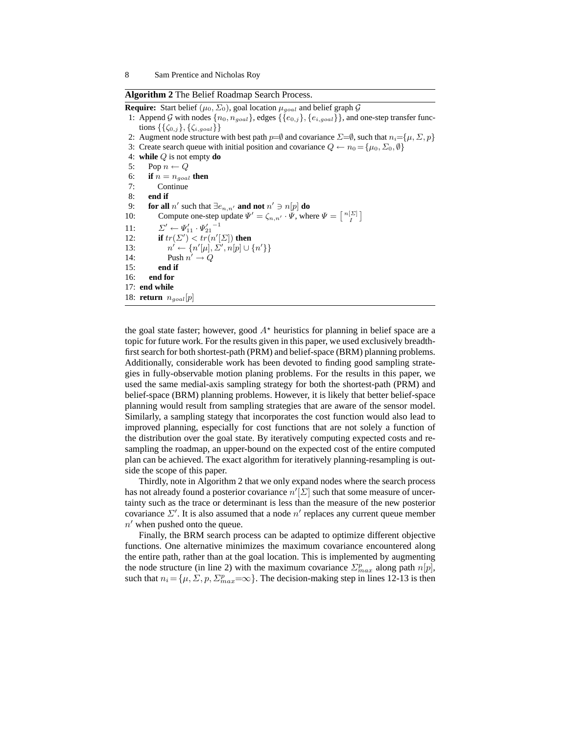**Algorithm 2** The Belief Roadmap Search Process.

```
Require: Start belief (μ_0, Σ_0), goal location μ_goal and belief graph G
 1: Append G with nodes {n_0, n_goal}, edges {{e_{0,j}}, {e_{i,goal}}}, and one-step transfer functions {{ζ_{0,j}}, {ζ_{i,goal}}}
 2: Augment node structure with best path p=∅ and covariance Σ=∅, such that n_i={μ, Σ, p}
 3: Create search queue with initial position and covariance Q ← n_0 = {μ_0, Σ_0, ∅}
 4: while Q is not empty do
 5:    Pop n ← Q
 6:    if n = n_goal then
 7:       Continue
 8:    end if
 9:    for all n' such that ∃e_{n,n'} and not n' ∋ n[p] do
10:       Compute one-step update Ψ' = ζ_{n,n'} · Ψ, where Ψ = [n[Σ]; I]
11:       Σ' ← Ψ'_11 · Ψ'_21^{-1}
12:       if tr(Σ') < tr(n'[Σ]) then
13:          n' ← {n'[μ], Σ', n[p] ∪ {n'}}
14:          Push n' → Q
15:       end if
16:    end for
17: end while
18: return n_goal[p]
```

the goal state faster; however, good $A^\star$ heuristics for planning in belief space are a topic for future work. For the results given in this paper, we used exclusively breadth-first search for both shortest-path (PRM) and belief-space (BRM) planning problems. Additionally, considerable work has been devoted to finding good sampling strategies in fully-observable motion planing problems. For the results in this paper, we used the same medial-axis sampling strategy for both the shortest-path (PRM) and belief-space (BRM) planning problems. However, it is likely that better belief-space planning would result from sampling strategies that are aware of the sensor model. Similarly, a sampling stategy that incorporates the cost function would also lead to improved planning, especially for cost functions that are not solely a function of the distribution over the goal state. By iteratively computing expected costs and re-sampling the roadmap, an upper-bound on the expected cost of the entire computed plan can be achieved. The exact algorithm for iteratively planning-resampling is outside the scope of this paper.

Thirdly, note in Algorithm 2 that we only expand nodes where the search process has not already found a posterior covariance $n'[\Sigma]$ such that some measure of uncertainty such as the trace or determinant is less than the measure of the new posterior covariance $\Sigma'$. It is also assumed that a node $n'$ replaces any current queue member $n'$ when pushed onto the queue.

Finally, the BRM search process can be adapted to optimize different objective functions. One alternative minimizes the maximum covariance encountered along the entire path, rather than at the goal location. This is implemented by augmenting the node structure (in line 2) with the maximum covariance $\Sigma^p_{max}$ along path $n[p]$, such that $n_i = \{\mu, \Sigma, p, \Sigma^p_{max} = \infty\}$. The decision-making step in lines 12-13 is then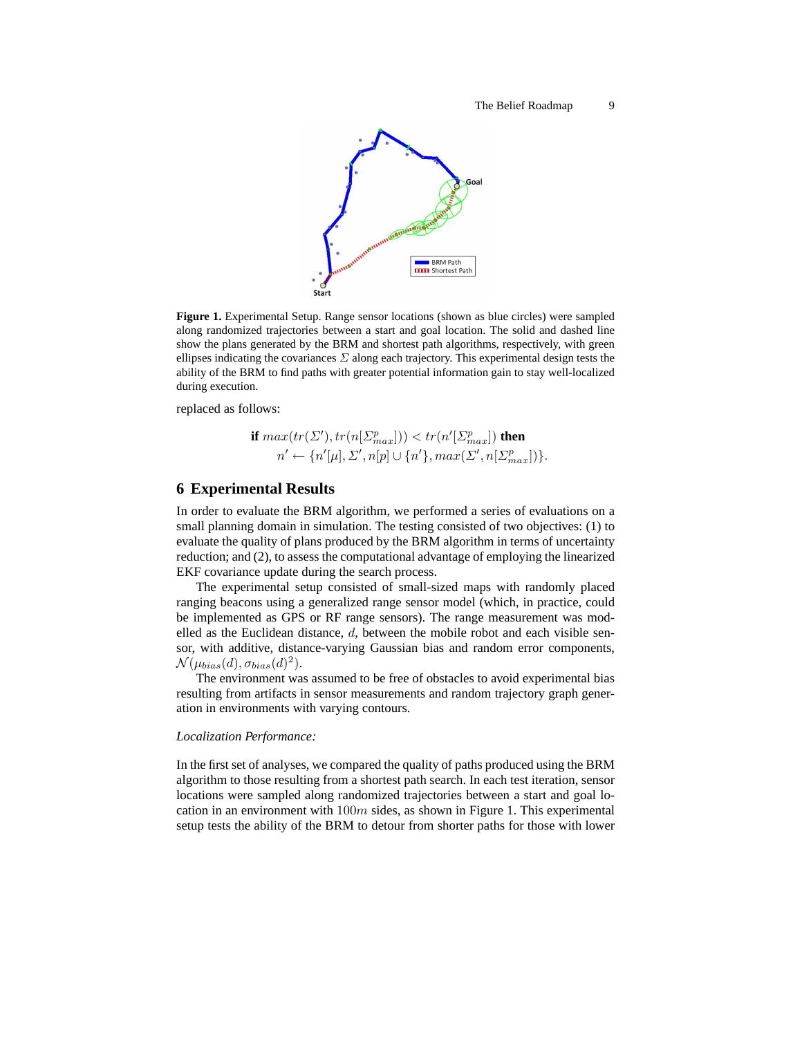Figure 1. Experimental Setup. Range sensor locations (shown as blue circles) were sampled along randomized trajectories between a start and goal location. The solid and dashed line show the plans generated by the BRM and shortest path algorithms, respectively, with green ellipses indicating the covariances $\Sigma$ along each trajectory. This experimental design tests the ability of the BRM to find paths with greater potential information gain to stay well-localized during execution.

replaced as follows:

$$\textbf{if } max(tr(\Sigma'), tr(n[\Sigma^p_{max}])) < tr(n'[\Sigma^p_{max}]) \textbf{ then}$$
$$n' \leftarrow \{n'[\mu], \Sigma', n[p] \cup \{n'\}, max(\Sigma', n[\Sigma^p_{max}])\}.$$

## 6 Experimental Results

In order to evaluate the BRM algorithm, we performed a series of evaluations on a small planning domain in simulation. The testing consisted of two objectives: (1) to evaluate the quality of plans produced by the BRM algorithm in terms of uncertainty reduction; and (2), to assess the computational advantage of employing the linearized EKF covariance update during the search process.

The experimental setup consisted of small-sized maps with randomly placed ranging beacons using a generalized range sensor model (which, in practice, could be implemented as GPS or RF range sensors). The range measurement was modelled as the Euclidean distance, $d$, between the mobile robot and each visible sensor, with additive, distance-varying Gaussian bias and random error components, $\mathcal{N}(\mu_{bias}(d), \sigma_{bias}(d)^2)$.

The environment was assumed to be free of obstacles to avoid experimental bias resulting from artifacts in sensor measurements and random trajectory graph generation in environments with varying contours.

*Localization Performance:*

In the first set of analyses, we compared the quality of paths produced using the BRM algorithm to those resulting from a shortest path search. In each test iteration, sensor locations were sampled along randomized trajectories between a start and goal location in an environment with $100m$ sides, as shown in Figure 1. This experimental setup tests the ability of the BRM to detour from shorter paths for those with lower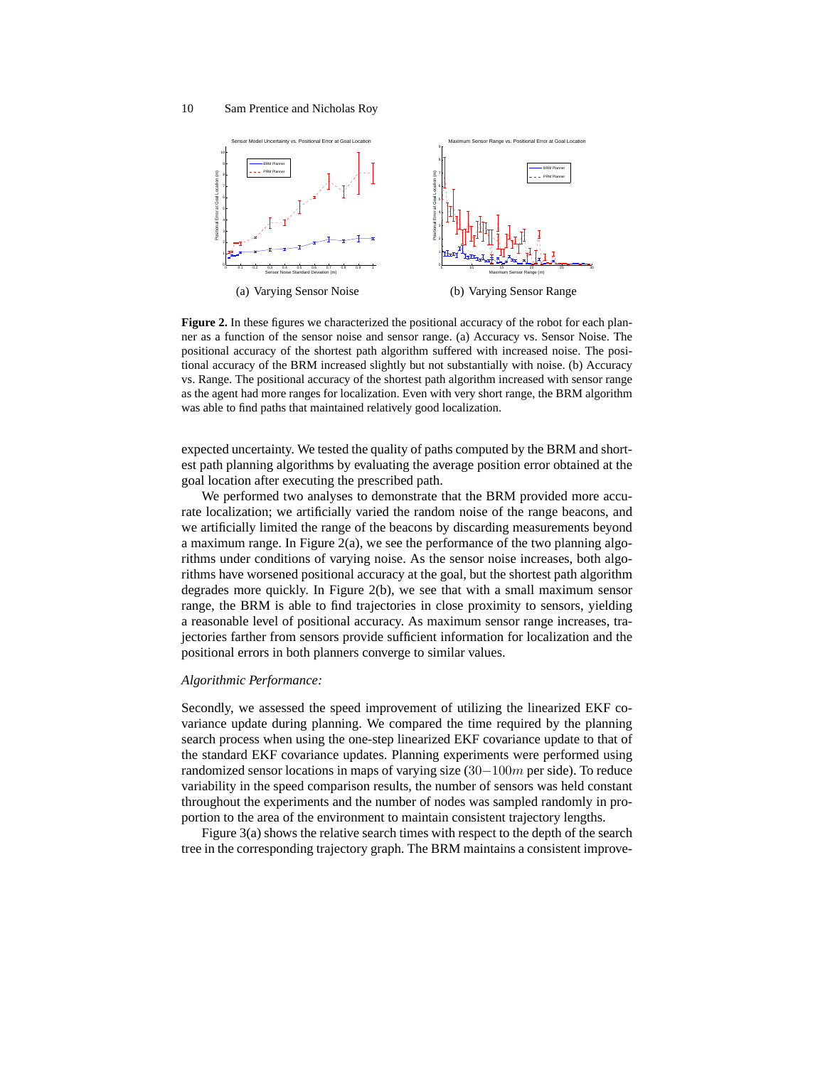(a) Varying Sensor Noise

(b) Varying Sensor Range

**Figure 2.** In these figures we characterized the positional accuracy of the robot for each planner as a function of the sensor noise and sensor range. (a) Accuracy vs. Sensor Noise. The positional accuracy of the shortest path algorithm suffered with increased noise. The positional accuracy of the BRM increased slightly but not substantially with noise. (b) Accuracy vs. Range. The positional accuracy of the shortest path algorithm increased with sensor range as the agent had more ranges for localization. Even with very short range, the BRM algorithm was able to find paths that maintained relatively good localization.

expected uncertainty. We tested the quality of paths computed by the BRM and shortest path planning algorithms by evaluating the average position error obtained at the goal location after executing the prescribed path.

We performed two analyses to demonstrate that the BRM provided more accurate localization; we artificially varied the random noise of the range beacons, and we artificially limited the range of the beacons by discarding measurements beyond a maximum range. In Figure 2(a), we see the performance of the two planning algorithms under conditions of varying noise. As the sensor noise increases, both algorithms have worsened positional accuracy at the goal, but the shortest path algorithm degrades more quickly. In Figure 2(b), we see that with a small maximum sensor range, the BRM is able to find trajectories in close proximity to sensors, yielding a reasonable level of positional accuracy. As maximum sensor range increases, trajectories farther from sensors provide sufficient information for localization and the positional errors in both planners converge to similar values.

*Algorithmic Performance:*

Secondly, we assessed the speed improvement of utilizing the linearized EKF covariance update during planning. We compared the time required by the planning search process when using the one-step linearized EKF covariance update to that of the standard EKF covariance updates. Planning experiments were performed using randomized sensor locations in maps of varying size ($30-100m$ per side). To reduce variability in the speed comparison results, the number of sensors was held constant throughout the experiments and the number of nodes was sampled randomly in proportion to the area of the environment to maintain consistent trajectory lengths.

Figure 3(a) shows the relative search times with respect to the depth of the search tree in the corresponding trajectory graph. The BRM maintains a consistent improve-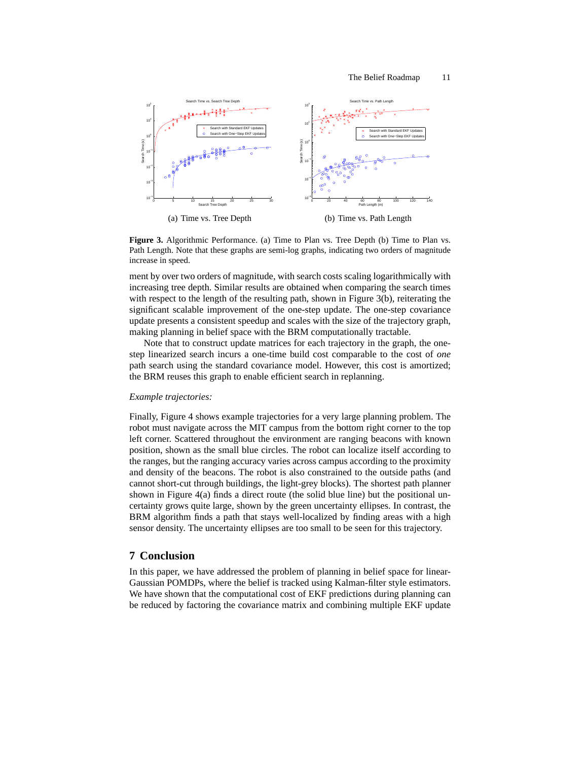(a) Time vs. Tree Depth

(b) Time vs. Path Length

**Figure 3.** Algorithmic Performance. (a) Time to Plan vs. Tree Depth (b) Time to Plan vs. Path Length. Note that these graphs are semi-log graphs, indicating two orders of magnitude increase in speed.

ment by over two orders of magnitude, with search costs scaling logarithmically with increasing tree depth. Similar results are obtained when comparing the search times with respect to the length of the resulting path, shown in Figure 3(b), reiterating the significant scalable improvement of the one-step update. The one-step covariance update presents a consistent speedup and scales with the size of the trajectory graph, making planning in belief space with the BRM computationally tractable.

Note that to construct update matrices for each trajectory in the graph, the one-step linearized search incurs a one-time build cost comparable to the cost of *one* path search using the standard covariance model. However, this cost is amortized; the BRM reuses this graph to enable efficient search in replanning.

*Example trajectories:*

Finally, Figure 4 shows example trajectories for a very large planning problem. The robot must navigate across the MIT campus from the bottom right corner to the top left corner. Scattered throughout the environment are ranging beacons with known position, shown as the small blue circles. The robot can localize itself according to the ranges, but the ranging accuracy varies across campus according to the proximity and density of the beacons. The robot is also constrained to the outside paths (and cannot short-cut through buildings, the light-grey blocks). The shortest path planner shown in Figure 4(a) finds a direct route (the solid blue line) but the positional uncertainty grows quite large, shown by the green uncertainty ellipses. In contrast, the BRM algorithm finds a path that stays well-localized by finding areas with a high sensor density. The uncertainty ellipses are too small to be seen for this trajectory.

## 7 Conclusion

In this paper, we have addressed the problem of planning in belief space for linear-Gaussian POMDPs, where the belief is tracked using Kalman-filter style estimators. We have shown that the computational cost of EKF predictions during planning can be reduced by factoring the covariance matrix and combining multiple EKF update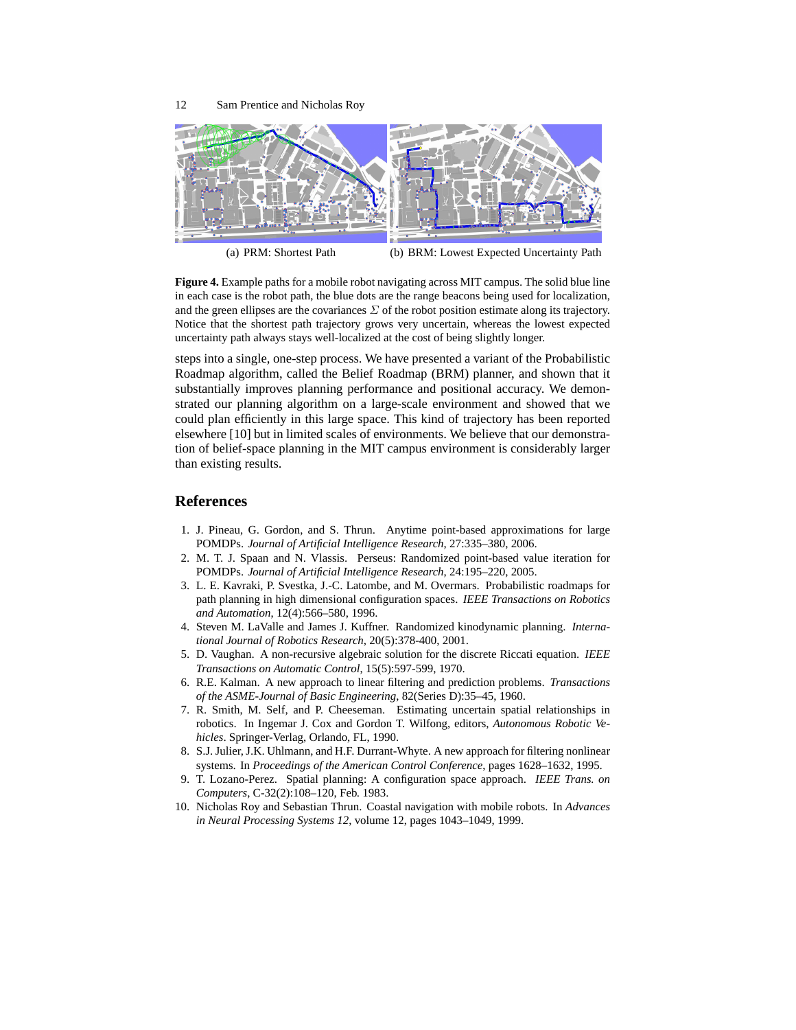(a) PRM: Shortest Path

(b) BRM: Lowest Expected Uncertainty Path

**Figure 4.** Example paths for a mobile robot navigating across MIT campus. The solid blue line in each case is the robot path, the blue dots are the range beacons being used for localization, and the green ellipses are the covariances $\Sigma$ of the robot position estimate along its trajectory. Notice that the shortest path trajectory grows very uncertain, whereas the lowest expected uncertainty path always stays well-localized at the cost of being slightly longer.

steps into a single, one-step process. We have presented a variant of the Probabilistic Roadmap algorithm, called the Belief Roadmap (BRM) planner, and shown that it substantially improves planning performance and positional accuracy. We demonstrated our planning algorithm on a large-scale environment and showed that we could plan efficiently in this large space. This kind of trajectory has been reported elsewhere [10] but in limited scales of environments. We believe that our demonstration of belief-space planning in the MIT campus environment is considerably larger than existing results.

## References

1. J. Pineau, G. Gordon, and S. Thrun. Anytime point-based approximations for large POMDPs. *Journal of Artificial Intelligence Research*, 27:335–380, 2006.
2. M. T. J. Spaan and N. Vlassis. Perseus: Randomized point-based value iteration for POMDPs. *Journal of Artificial Intelligence Research*, 24:195–220, 2005.
3. L. E. Kavraki, P. Svestka, J.-C. Latombe, and M. Overmars. Probabilistic roadmaps for path planning in high dimensional configuration spaces. *IEEE Transactions on Robotics and Automation*, 12(4):566–580, 1996.
4. Steven M. LaValle and James J. Kuffner. Randomized kinodynamic planning. *International Journal of Robotics Research*, 20(5):378-400, 2001.
5. D. Vaughan. A non-recursive algebraic solution for the discrete Riccati equation. *IEEE Transactions on Automatic Control*, 15(5):597-599, 1970.
6. R.E. Kalman. A new approach to linear filtering and prediction problems. *Transactions of the ASME-Journal of Basic Engineering*, 82(Series D):35–45, 1960.
7. R. Smith, M. Self, and P. Cheeseman. Estimating uncertain spatial relationships in robotics. In Ingemar J. Cox and Gordon T. Wilfong, editors, *Autonomous Robotic Vehicles*. Springer-Verlag, Orlando, FL, 1990.
8. S.J. Julier, J.K. Uhlmann, and H.F. Durrant-Whyte. A new approach for filtering nonlinear systems. In *Proceedings of the American Control Conference*, pages 1628–1632, 1995.
9. T. Lozano-Perez. Spatial planning: A configuration space approach. *IEEE Trans. on Computers*, C-32(2):108–120, Feb. 1983.
10. Nicholas Roy and Sebastian Thrun. Coastal navigation with mobile robots. In *Advances in Neural Processing Systems 12*, volume 12, pages 1043–1049, 1999.